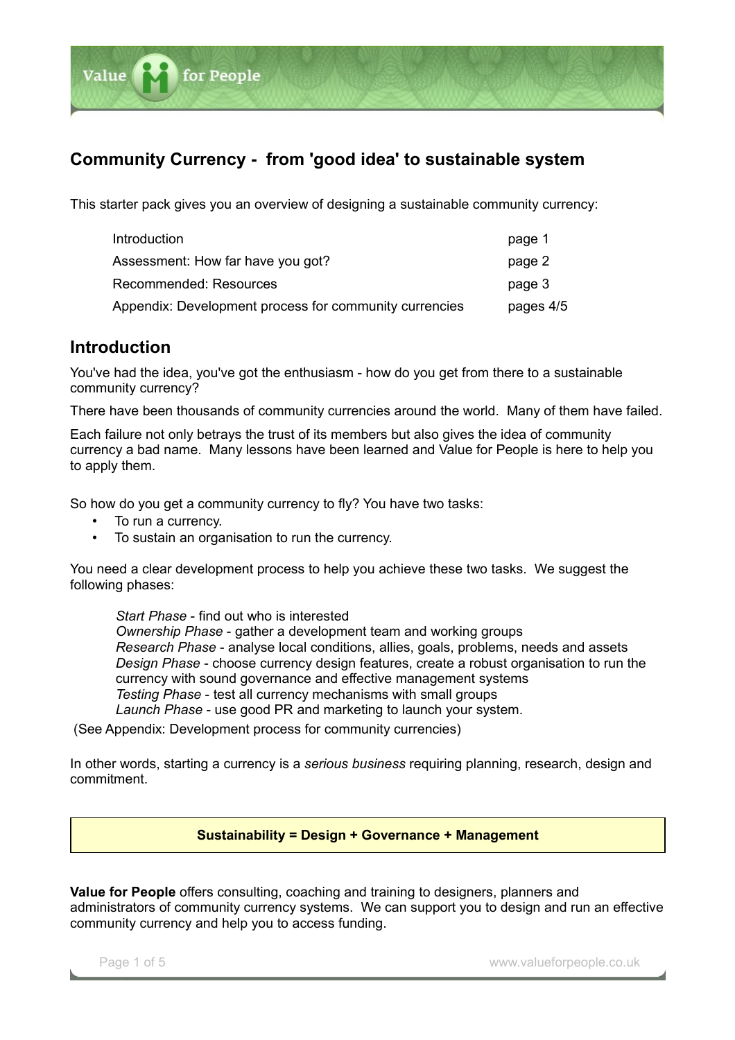# Community Currency - from 'good idea' to sustainable system

This starter pack gives you an overview of designing a sustainable community currency:

| | |
|---|---|
| Introduction | page 1 |
| Assessment: How far have you got? | page 2 |
| Recommended: Resources | page 3 |
| Appendix: Development process for community currencies | pages 4/5 |

## Introduction

You've had the idea, you've got the enthusiasm - how do you get from there to a sustainable community currency?

There have been thousands of community currencies around the world. Many of them have failed.

Each failure not only betrays the trust of its members but also gives the idea of community currency a bad name. Many lessons have been learned and Value for People is here to help you to apply them.

So how do you get a community currency to fly? You have two tasks:

- To run a currency.
- To sustain an organisation to run the currency.

You need a clear development process to help you achieve these two tasks. We suggest the following phases:

> *Start Phase* - find out who is interested
> *Ownership Phase* - gather a development team and working groups
> *Research Phase* - analyse local conditions, allies, goals, problems, needs and assets
> *Design Phase* - choose currency design features, create a robust organisation to run the currency with sound governance and effective management systems
> *Testing Phase* - test all currency mechanisms with small groups
> *Launch Phase* - use good PR and marketing to launch your system.

(See Appendix: Development process for community currencies)

In other words, starting a currency is a *serious business* requiring planning, research, design and commitment.

**Sustainability = Design + Governance + Management**

**Value for People** offers consulting, coaching and training to designers, planners and administrators of community currency systems. We can support you to design and run an effective community currency and help you to access funding.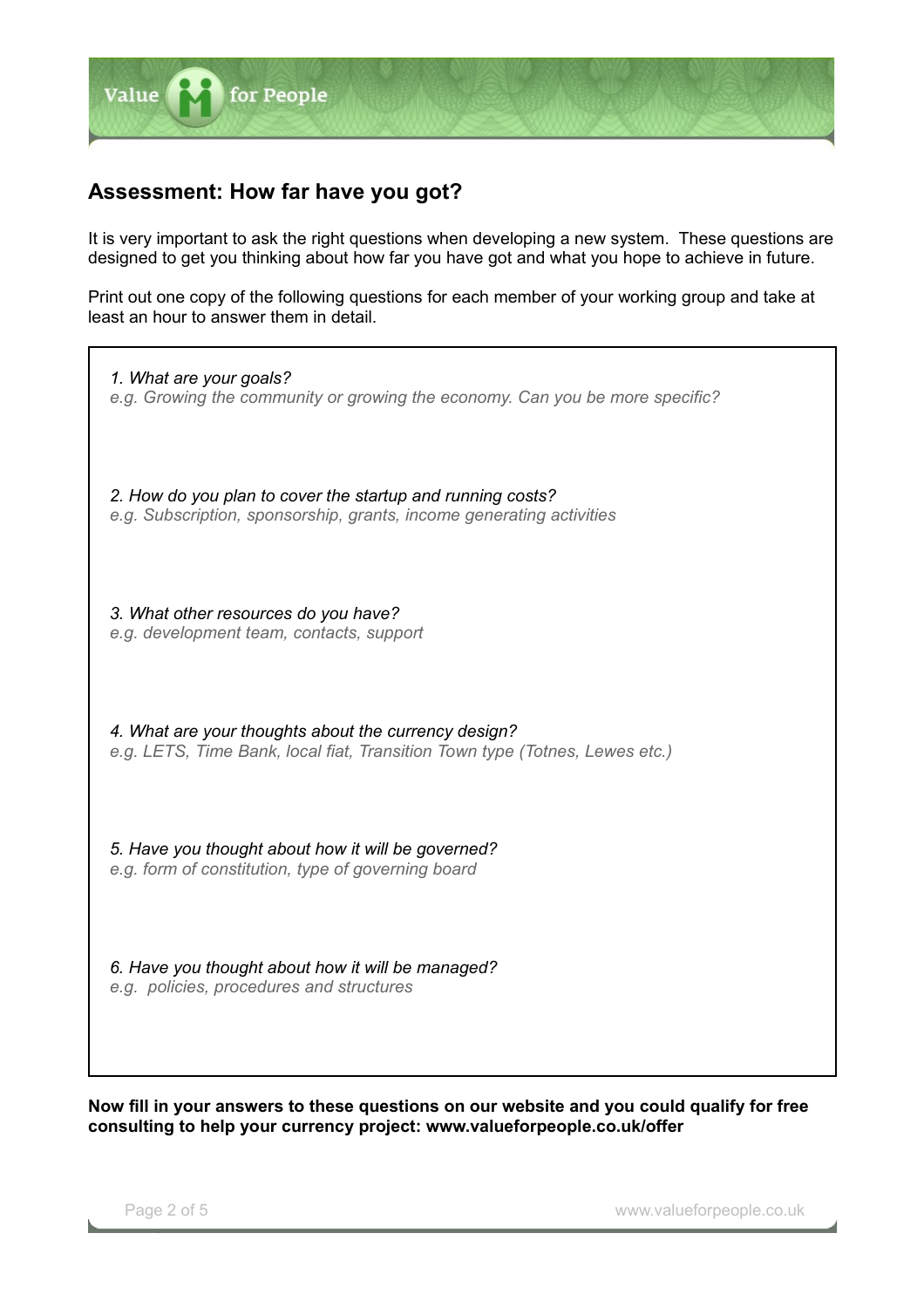## Assessment: How far have you got?

It is very important to ask the right questions when developing a new system. These questions are designed to get you thinking about how far you have got and what you hope to achieve in future.

Print out one copy of the following questions for each member of your working group and take at least an hour to answer them in detail.

*1. What are your goals?*
*e.g. Growing the community or growing the economy. Can you be more specific?*

*2. How do you plan to cover the startup and running costs?*
*e.g. Subscription, sponsorship, grants, income generating activities*

*3. What other resources do you have?*
*e.g. development team, contacts, support*

*4. What are your thoughts about the currency design?*
*e.g. LETS, Time Bank, local fiat, Transition Town type (Totnes, Lewes etc.)*

*5. Have you thought about how it will be governed?*
*e.g. form of constitution, type of governing board*

*6. Have you thought about how it will be managed?*
*e.g. policies, procedures and structures*

**Now fill in your answers to these questions on our website and you could qualify for free consulting to help your currency project: www.valueforpeople.co.uk/offer**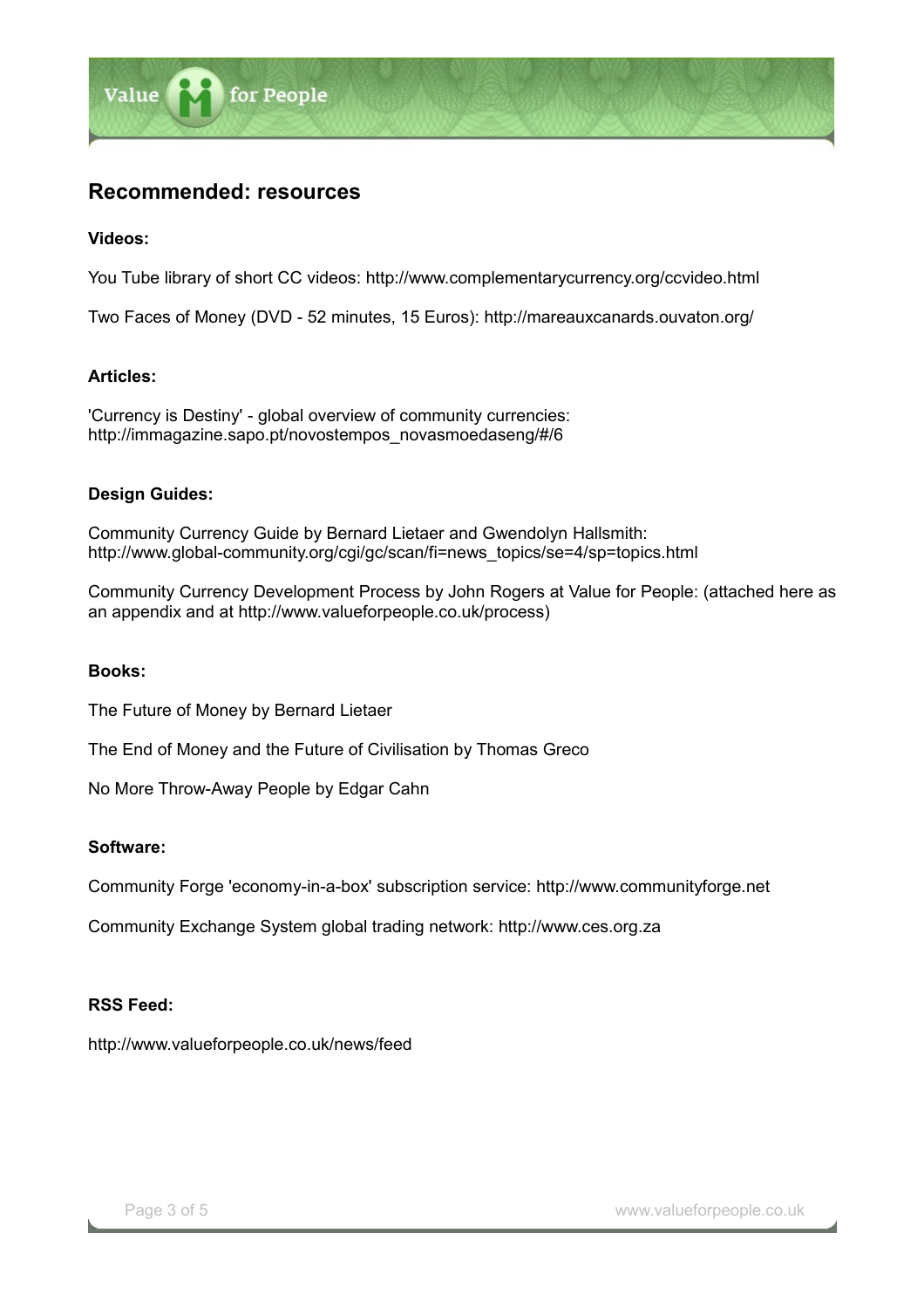## Recommended: resources

**Videos:**

You Tube library of short CC videos: http://www.complementarycurrency.org/ccvideo.html

Two Faces of Money (DVD - 52 minutes, 15 Euros): http://mareauxcanards.ouvaton.org/

**Articles:**

'Currency is Destiny' - global overview of community currencies:
http://immagazine.sapo.pt/novostempos_novasmoedaseng/#/6

**Design Guides:**

Community Currency Guide by Bernard Lietaer and Gwendolyn Hallsmith:
http://www.global-community.org/cgi/gc/scan/fi=news_topics/se=4/sp=topics.html

Community Currency Development Process by John Rogers at Value for People: (attached here as an appendix and at http://www.valueforpeople.co.uk/process)

**Books:**

The Future of Money by Bernard Lietaer

The End of Money and the Future of Civilisation by Thomas Greco

No More Throw-Away People by Edgar Cahn

**Software:**

Community Forge 'economy-in-a-box' subscription service: http://www.communityforge.net

Community Exchange System global trading network: http://www.ces.org.za

**RSS Feed:**

http://www.valueforpeople.co.uk/news/feed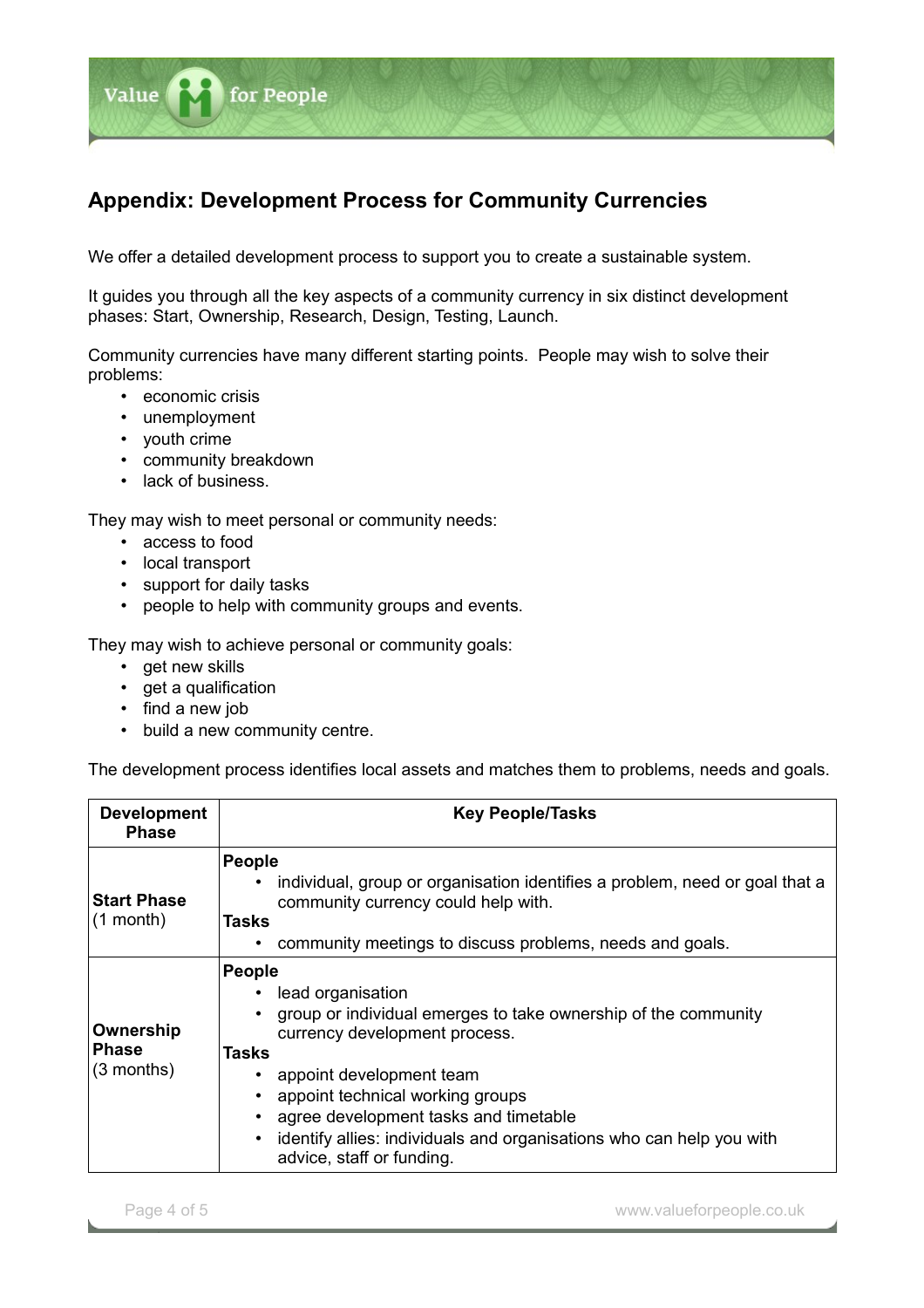## Appendix: Development Process for Community Currencies

We offer a detailed development process to support you to create a sustainable system.

It guides you through all the key aspects of a community currency in six distinct development phases: Start, Ownership, Research, Design, Testing, Launch.

Community currencies have many different starting points. People may wish to solve their problems:

- economic crisis
- unemployment
- youth crime
- community breakdown
- lack of business.

They may wish to meet personal or community needs:

- access to food
- local transport
- support for daily tasks
- people to help with community groups and events.

They may wish to achieve personal or community goals:

- get new skills
- get a qualification
- find a new job
- build a new community centre.

The development process identifies local assets and matches them to problems, needs and goals.

| Development Phase | Key People/Tasks |
| --- | --- |
| **Start Phase** (1 month) | **People**<br>• individual, group or organisation identifies a problem, need or goal that a community currency could help with.<br>**Tasks**<br>• community meetings to discuss problems, needs and goals. |
| **Ownership Phase** (3 months) | **People**<br>• lead organisation<br>• group or individual emerges to take ownership of the community currency development process.<br>**Tasks**<br>• appoint development team<br>• appoint technical working groups<br>• agree development tasks and timetable<br>• identify allies: individuals and organisations who can help you with advice, staff or funding. |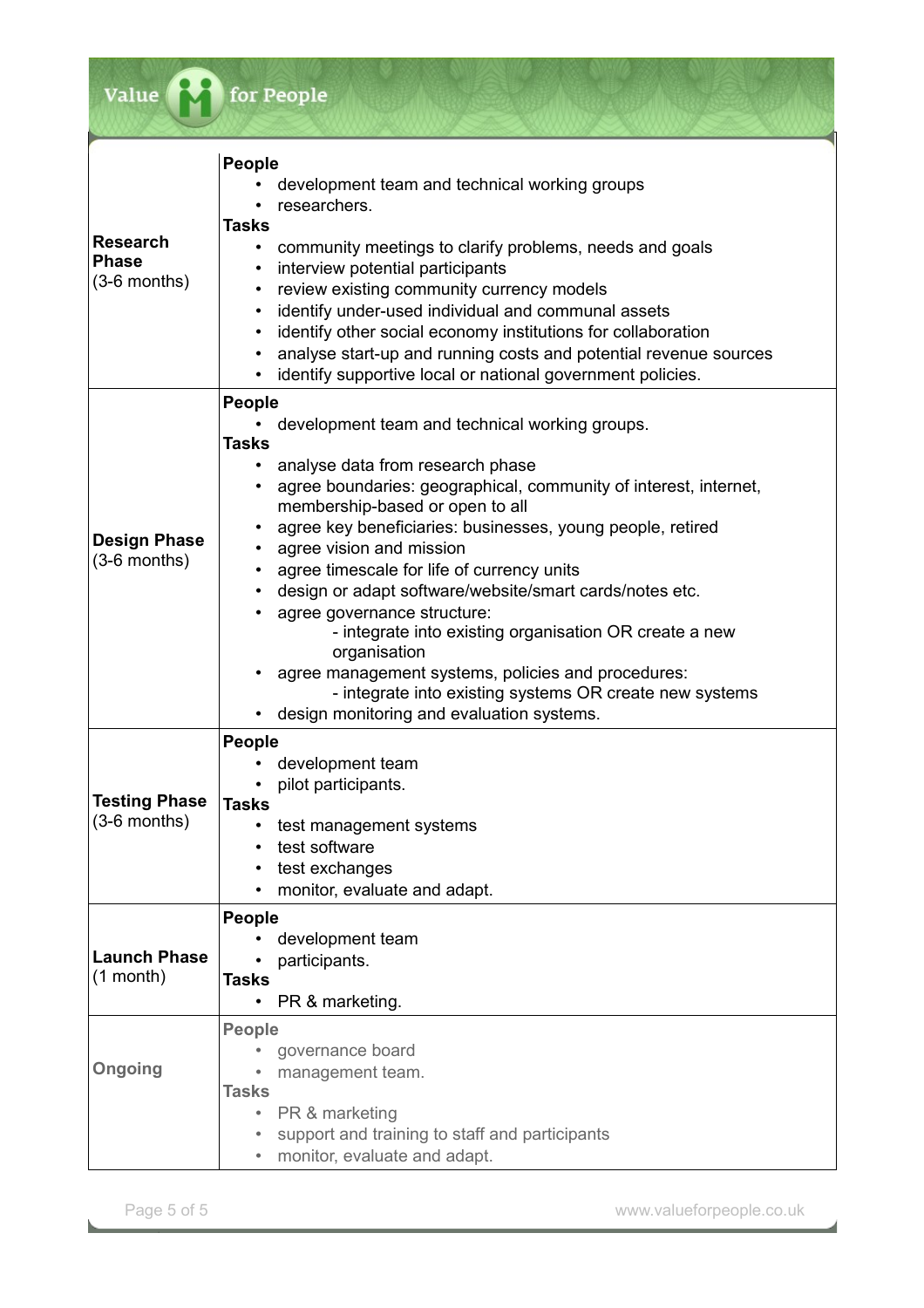| | |
|---|---|
| **Research Phase** (3-6 months) | **People**<br>• development team and technical working groups<br>• researchers.<br>**Tasks**<br>• community meetings to clarify problems, needs and goals<br>• interview potential participants<br>• review existing community currency models<br>• identify under-used individual and communal assets<br>• identify other social economy institutions for collaboration<br>• analyse start-up and running costs and potential revenue sources<br>• identify supportive local or national government policies. |
| **Design Phase** (3-6 months) | **People**<br>• development team and technical working groups.<br>**Tasks**<br>• analyse data from research phase<br>• agree boundaries: geographical, community of interest, internet, membership-based or open to all<br>• agree key beneficiaries: businesses, young people, retired<br>• agree vision and mission<br>• agree timescale for life of currency units<br>• design or adapt software/website/smart cards/notes etc.<br>• agree governance structure:<br>- integrate into existing organisation OR create a new organisation<br>• agree management systems, policies and procedures:<br>- integrate into existing systems OR create new systems<br>• design monitoring and evaluation systems. |
| **Testing Phase** (3-6 months) | **People**<br>• development team<br>• pilot participants.<br>**Tasks**<br>• test management systems<br>• test software<br>• test exchanges<br>• monitor, evaluate and adapt. |
| **Launch Phase** (1 month) | **People**<br>• development team<br>• participants.<br>**Tasks**<br>• PR & marketing. |
| **Ongoing** | **People**<br>• governance board<br>• management team.<br>**Tasks**<br>• PR & marketing<br>• support and training to staff and participants<br>• monitor, evaluate and adapt. |